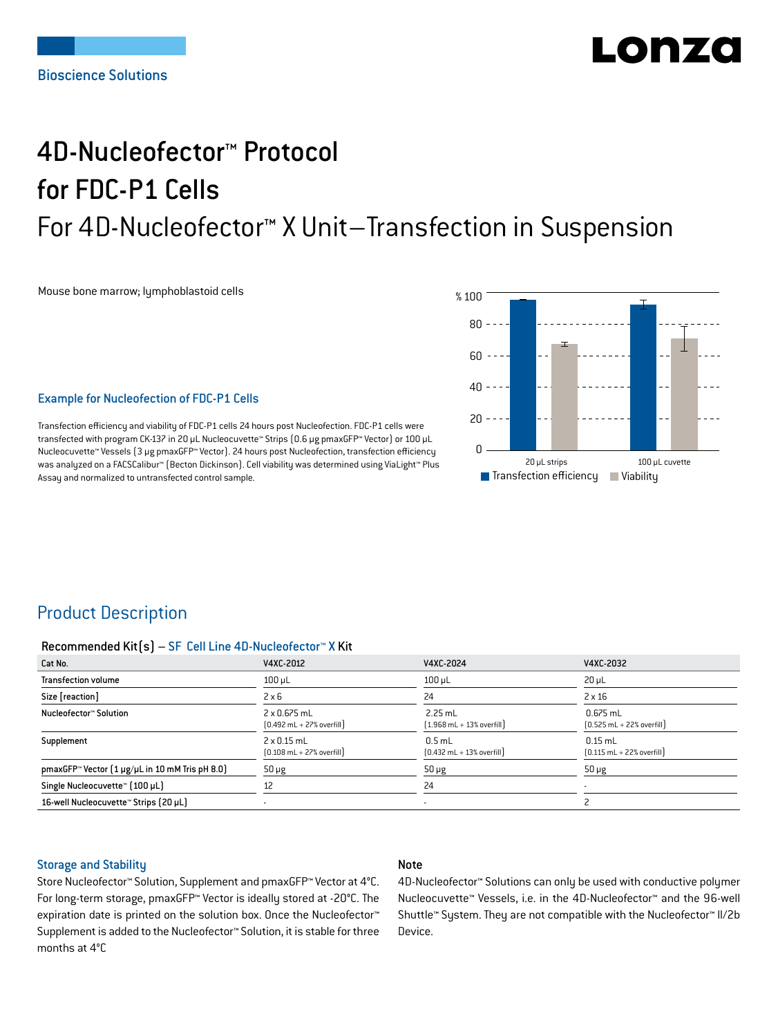Bioscience Solutions

# 4D-Nucleofector™ Protocol for FDC-P1 Cells

## For 4D-Nucleofector™ X Unit–Transfection in Suspension

Mouse bone marrow; lymphoblastoid cells

### Example for Nucleofection of FDC-P1 Cells

Transfection efficiency and viability of FDC-P1 cells 24 hours post Nucleofection. FDC-P1 cells were transfected with program CK-137 in 20 µL Nucleocuvette™ Strips (0.6 µg pmaxGFP™ Vector) or 100 µL Nucleocuvette™ Vessels (3 µg pmaxGFP™ Vector). 24 hours post Nucleofection, transfection efficiency was analyzed on a FACSCalibur™ (Becton Dickinson). Cell viability was determined using ViaLight™ Plus Assay and normalized to untransfected control sample.

## Product Description

**Recommended Kit(s) – SF Cell Line 4D-Nucleofector™ X Kit**

| Cat No. | V4XC-2012 | V4XC-2024 | V4XC-2032 |
|---|---|---|---|
| Transfection volume | 100 µL | 100 µL | 20 µL |
| Size [reaction] | 2 x 6 | 24 | 2 x 16 |
| Nucleofector™ Solution | 2 x 0.675 mL (0.492 mL + 27% overfill) | 2.25 mL (1.968 mL + 13% overfill) | 0.675 mL (0.525 mL + 22% overfill) |
| Supplement | 2 x 0.15 mL (0.108 mL + 27% overfill) | 0.5 mL (0.432 mL + 13% overfill) | 0.15 mL (0.115 mL + 22% overfill) |
| pmaxGFP™ Vector (1 µg/µL in 10 mM Tris pH 8.0) | 50 µg | 50 µg | 50 µg |
| Single Nucleocuvette™ (100 µL) | 12 | 24 | - |
| 16-well Nucleocuvette™ Strips (20 µL) | - | - | 2 |

### Storage and Stability

Store Nucleofector™ Solution, Supplement and pmaxGFP™ Vector at 4°C. For long-term storage, pmaxGFP™ Vector is ideally stored at -20°C. The expiration date is printed on the solution box. Once the Nucleofector™ Supplement is added to the Nucleofector™ Solution, it is stable for three months at 4°C

### Note

4D-Nucleofector™ Solutions can only be used with conductive polymer Nucleocuvette™ Vessels, i.e. in the 4D-Nucleofector™ and the 96-well Shuttle™ System. They are not compatible with the Nucleofector™ II/2b Device.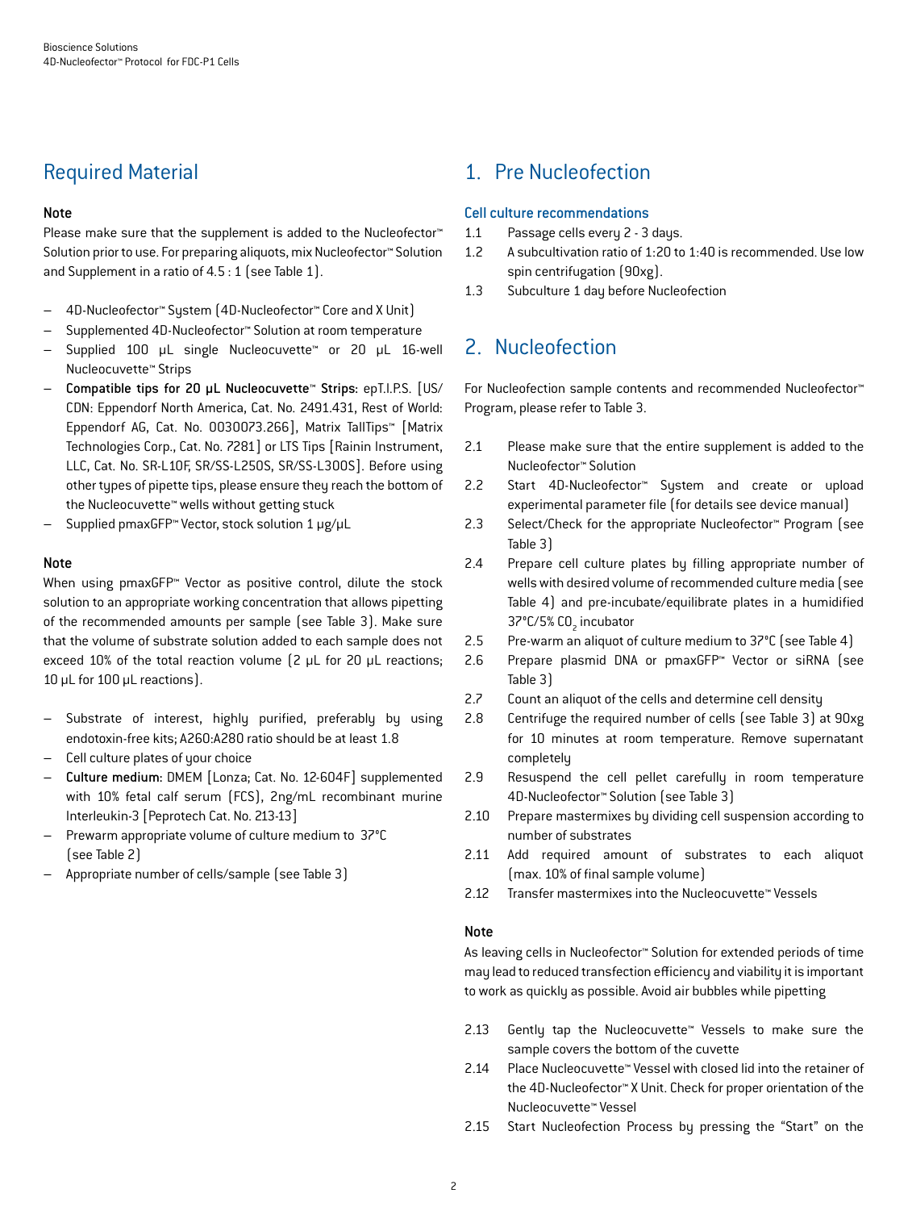## Required Material

### Note

Please make sure that the supplement is added to the Nucleofector™ Solution prior to use. For preparing aliquots, mix Nucleofector™ Solution and Supplement in a ratio of 4.5 : 1 (see Table 1).

- 4D-Nucleofector™ System (4D-Nucleofector™ Core and X Unit)
- Supplemented 4D-Nucleofector™ Solution at room temperature
- Supplied 100 µL single Nucleocuvette™ or 20 µL 16-well Nucleocuvette™ Strips
- **Compatible tips for 20 µL Nucleocuvette™ Strips**: epT.I.P.S. [US/CDN: Eppendorf North America, Cat. No. 2491.431, Rest of World: Eppendorf AG, Cat. No. 0030073.266], Matrix TallTips™ [Matrix Technologies Corp., Cat. No. 7281] or LTS Tips [Rainin Instrument, LLC, Cat. No. SR-L10F, SR/SS-L250S, SR/SS-L300S]. Before using other types of pipette tips, please ensure they reach the bottom of the Nucleocuvette™ wells without getting stuck
- Supplied pmaxGFP™ Vector, stock solution 1 µg/µL

### Note

When using pmaxGFP™ Vector as positive control, dilute the stock solution to an appropriate working concentration that allows pipetting of the recommended amounts per sample (see Table 3). Make sure that the volume of substrate solution added to each sample does not exceed 10% of the total reaction volume (2 µL for 20 µL reactions; 10 µL for 100 µL reactions).

- Substrate of interest, highly purified, preferably by using endotoxin-free kits; A260:A280 ratio should be at least 1.8
- Cell culture plates of your choice
- **Culture medium**: DMEM [Lonza; Cat. No. 12-604F] supplemented with 10% fetal calf serum (FCS), 2ng/mL recombinant murine Interleukin-3 [Peprotech Cat. No. 213-13]
- Prewarm appropriate volume of culture medium to 37°C (see Table 2)
- Appropriate number of cells/sample (see Table 3)

## 1. Pre Nucleofection

### Cell culture recommendations

1.1 Passage cells every 2 - 3 days.

1.2 A subcultivation ratio of 1:20 to 1:40 is recommended. Use low spin centrifugation (90xg).

1.3 Subculture 1 day before Nucleofection

## 2. Nucleofection

For Nucleofection sample contents and recommended Nucleofector™ Program, please refer to Table 3.

2.1 Please make sure that the entire supplement is added to the Nucleofector™ Solution

2.2 Start 4D-Nucleofector™ System and create or upload experimental parameter file (for details see device manual)

2.3 Select/Check for the appropriate Nucleofector™ Program (see Table 3)

2.4 Prepare cell culture plates by filling appropriate number of wells with desired volume of recommended culture media (see Table 4) and pre-incubate/equilibrate plates in a humidified 37°C/5% $CO_2$ incubator

2.5 Pre-warm an aliquot of culture medium to 37°C (see Table 4)

2.6 Prepare plasmid DNA or pmaxGFP™ Vector or siRNA (see Table 3)

2.7 Count an aliquot of the cells and determine cell density

2.8 Centrifuge the required number of cells (see Table 3) at 90xg for 10 minutes at room temperature. Remove supernatant completely

2.9 Resuspend the cell pellet carefully in room temperature 4D-Nucleofector™ Solution (see Table 3)

2.10 Prepare mastermixes by dividing cell suspension according to number of substrates

2.11 Add required amount of substrates to each aliquot (max. 10% of final sample volume)

2.12 Transfer mastermixes into the Nucleocuvette™ Vessels

### Note

As leaving cells in Nucleofector™ Solution for extended periods of time may lead to reduced transfection efficiency and viability it is important to work as quickly as possible. Avoid air bubbles while pipetting

2.13 Gently tap the Nucleocuvette™ Vessels to make sure the sample covers the bottom of the cuvette

2.14 Place Nucleocuvette™ Vessel with closed lid into the retainer of the 4D-Nucleofector™ X Unit. Check for proper orientation of the Nucleocuvette™ Vessel

2.15 Start Nucleofection Process by pressing the "Start" on the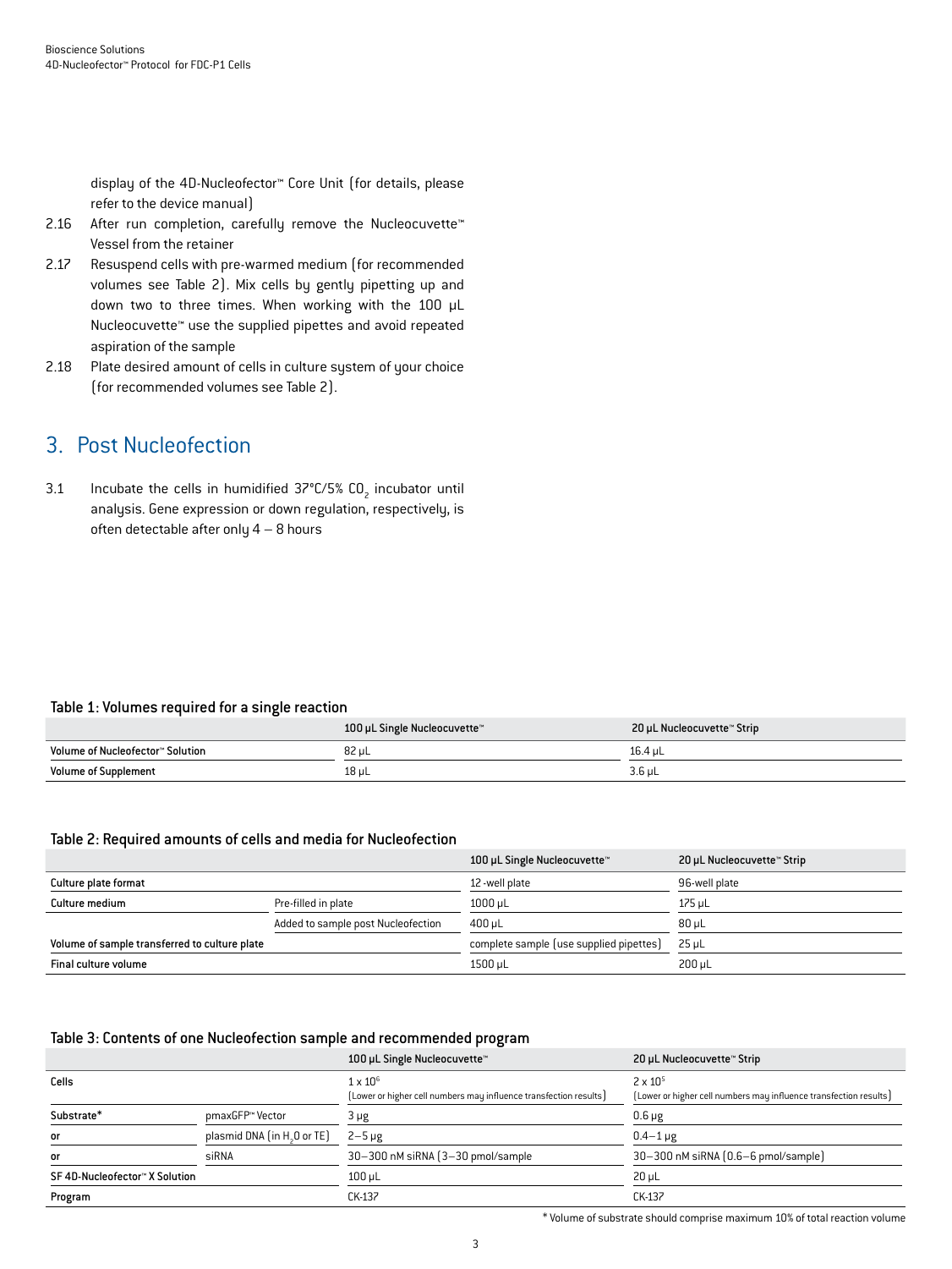display of the 4D-Nucleofector™ Core Unit (for details, please refer to the device manual)

2.16 After run completion, carefully remove the Nucleocuvette™ Vessel from the retainer

2.17 Resuspend cells with pre-warmed medium (for recommended volumes see Table 2). Mix cells by gently pipetting up and down two to three times. When working with the 100 µL Nucleocuvette™ use the supplied pipettes and avoid repeated aspiration of the sample

2.18 Plate desired amount of cells in culture system of your choice (for recommended volumes see Table 2).

## 3. Post Nucleofection

3.1 Incubate the cells in humidified 37°C/5% $CO_2$ incubator until analysis. Gene expression or down regulation, respectively, is often detectable after only 4 – 8 hours

### Table 1: Volumes required for a single reaction

| | 100 µL Single Nucleocuvette™ | 20 µL Nucleocuvette™ Strip |
|---|---|---|
| Volume of Nucleofector™ Solution | 82 µL | 16.4 µL |
| Volume of Supplement | 18 µL | 3.6 µL |

### Table 2: Required amounts of cells and media for Nucleofection

| | | 100 µL Single Nucleocuvette™ | 20 µL Nucleocuvette™ Strip |
|---|---|---|---|
| Culture plate format | | 12-well plate | 96-well plate |
| Culture medium | Pre-filled in plate | 1000 µL | 175 µL |
| | Added to sample post Nucleofection | 400 µL | 80 µL |
| Volume of sample transferred to culture plate | | complete sample (use supplied pipettes) | 25 µL |
| Final culture volume | | 1500 µL | 200 µL |

### Table 3: Contents of one Nucleofection sample and recommended program

| | | 100 µL Single Nucleocuvette™ | 20 µL Nucleocuvette™ Strip |
|---|---|---|---|
| Cells | | $1 \times 10^6$ (Lower or higher cell numbers may influence transfection results) | $2 \times 10^5$ (Lower or higher cell numbers may influence transfection results) |
| Substrate* | pmaxGFP™ Vector | 3 µg | 0.6 µg |
| or | plasmid DNA (in $H_2O$ or TE) | 2–5 µg | 0.4–1 µg |
| or | siRNA | 30–300 nM siRNA (3–30 pmol/sample | 30–300 nM siRNA (0.6–6 pmol/sample) |
| SF 4D-Nucleofector™ X Solution | | 100 µL | 20 µL |
| Program | | CK-137 | CK-137 |

* Volume of substrate should comprise maximum 10% of total reaction volume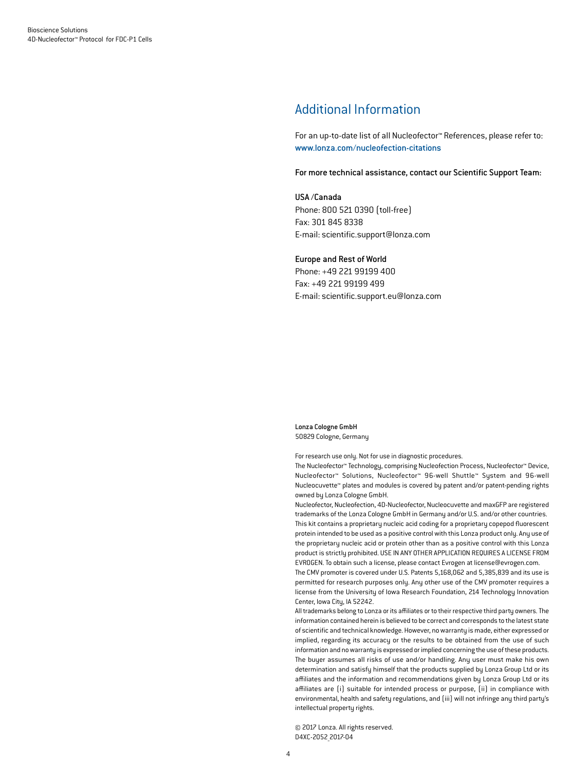## Additional Information

For an up-to-date list of all Nucleofector™ References, please refer to:
**www.lonza.com/nucleofection-citations**

**For more technical assistance, contact our Scientific Support Team:**

**USA /Canada**
Phone: 800 521 0390 (toll-free)
Fax: 301 845 8338
E-mail: scientific.support@lonza.com

**Europe and Rest of World**
Phone: +49 221 99199 400
Fax: +49 221 99199 499
E-mail: scientific.support.eu@lonza.com

**Lonza Cologne GmbH**
50829 Cologne, Germany

For research use only. Not for use in diagnostic procedures.
The Nucleofector™ Technology, comprising Nucleofection Process, Nucleofector™ Device, Nucleofector™ Solutions, Nucleofector™ 96-well Shuttle™ System and 96-well Nucleocuvette™ plates and modules is covered by patent and/or patent-pending rights owned by Lonza Cologne GmbH.
Nucleofector, Nucleofection, 4D-Nucleofector, Nucleocuvette and maxGFP are registered trademarks of the Lonza Cologne GmbH in Germany and/or U.S. and/or other countries.
This kit contains a proprietary nucleic acid coding for a proprietary copepod fluorescent protein intended to be used as a positive control with this Lonza product only. Any use of the proprietary nucleic acid or protein other than as a positive control with this Lonza product is strictly prohibited. USE IN ANY OTHER APPLICATION REQUIRES A LICENSE FROM EVROGEN. To obtain such a license, please contact Evrogen at license@evrogen.com.
The CMV promoter is covered under U.S. Patents 5,168,062 and 5,385,839 and its use is permitted for research purposes only. Any other use of the CMV promoter requires a license from the University of Iowa Research Foundation, 214 Technology Innovation Center, Iowa City, IA 52242.
All trademarks belong to Lonza or its affiliates or to their respective third party owners. The information contained herein is believed to be correct and corresponds to the latest state of scientific and technical knowledge. However, no warranty is made, either expressed or implied, regarding its accuracy or the results to be obtained from the use of such information and no warranty is expressed or implied concerning the use of these products. The buyer assumes all risks of use and/or handling. Any user must make his own determination and satisfy himself that the products supplied by Lonza Group Ltd or its affiliates and the information and recommendations given by Lonza Group Ltd or its affiliates are (i) suitable for intended process or purpose, (ii) in compliance with environmental, health and safety regulations, and (iii) will not infringe any third party's intellectual property rights.

© 2017 Lonza. All rights reserved.
D4XC-2052_2017-04